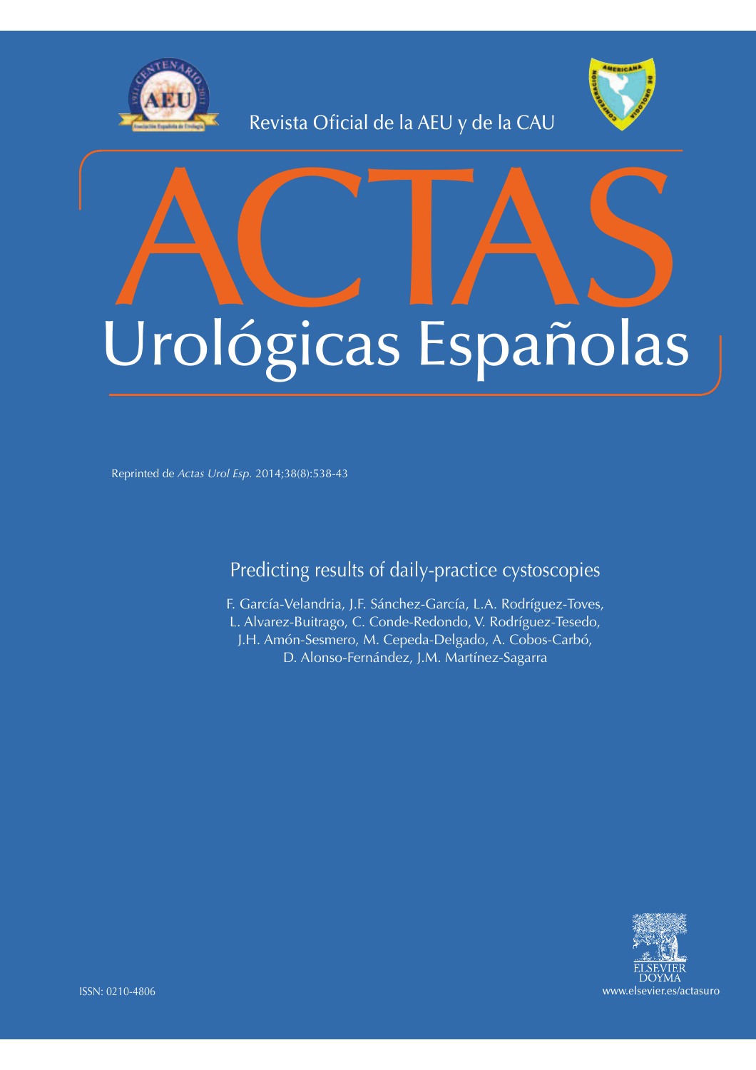Revista Oficial de la AEU y de la CAU

# ACTAS Urológicas Españolas

Reprinted de *Actas Urol Esp.* 2014;38(8):538-43

## Predicting results of daily-practice cystoscopies

F. García-Velandria, J.F. Sánchez-García, L.A. Rodríguez-Toves, L. Alvarez-Buitrago, C. Conde-Redondo, V. Rodríguez-Tesedo, J.H. Amón-Sesmero, M. Cepeda-Delgado, A. Cobos-Carbó, D. Alonso-Fernández, J.M. Martínez-Sagarra

ISSN: 0210-4806

ELSEVIER DOYMA

www.elsevier.es/actasuro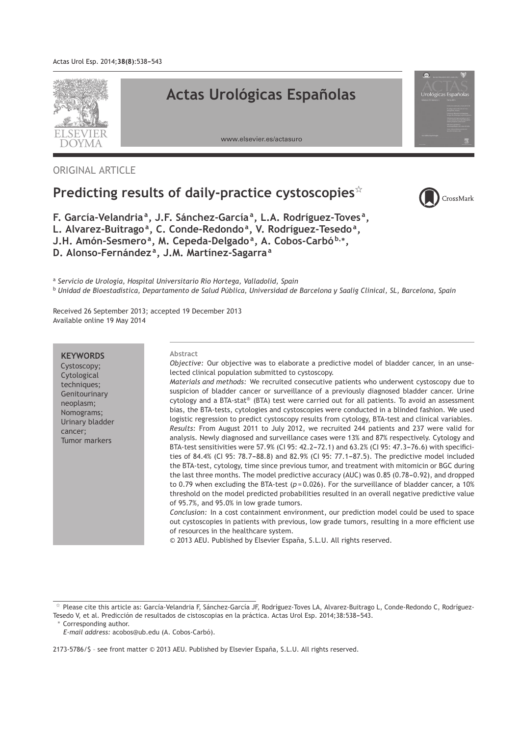ORIGINAL ARTICLE

# Predicting results of daily-practice cystoscopies☆

**F. García-Velandria[a], J.F. Sánchez-García[a], L.A. Rodríguez-Toves[a], L. Alvarez-Buitrago[a], C. Conde-Redondo[a], V. Rodríguez-Tesedo[a], J.H. Amón-Sesmero[a], M. Cepeda-Delgado[a], A. Cobos-Carbó[b,*], D. Alonso-Fernández[a], J.M. Martínez-Sagarra[a]**

[a] *Servicio de Urología, Hospital Universitario Rio Hortega, Valladolid, Spain*

[b] *Unidad de Bioestadística, Departamento de Salud Pública, Universidad de Barcelona y Saalig Clinical, SL, Barcelona, Spain*

Received 26 September 2013; accepted 19 December 2013

Available online 19 May 2014

**KEYWORDS**

Cystoscopy;
Cytological techniques;
Genitourinary neoplasm;
Nomograms;
Urinary bladder cancer;
Tumor markers

**Abstract**

*Objective:* Our objective was to elaborate a predictive model of bladder cancer, in an unselected clinical population submitted to cystoscopy.

*Materials and methods:* We recruited consecutive patients who underwent cystoscopy due to suspicion of bladder cancer or surveillance of a previously diagnosed bladder cancer. Urine cytology and a BTA-stat® (BTA) test were carried out for all patients. To avoid an assessment bias, the BTA-tests, cytologies and cystoscopies were conducted in a blinded fashion. We used logistic regression to predict cystoscopy results from cytology, BTA-test and clinical variables.

*Results:* From August 2011 to July 2012, we recruited 244 patients and 237 were valid for analysis. Newly diagnosed and surveillance cases were 13% and 87% respectively. Cytology and BTA-test sensitivities were 57.9% (CI 95: 42.2–72.1) and 63.2% (CI 95: 47.3–76.6) with specificities of 84.4% (CI 95: 78.7–88.8) and 82.9% (CI 95: 77.1–87.5). The predictive model included the BTA-test, cytology, time since previous tumor, and treatment with mitomicin or BGC during the last three months. The model predictive accuracy (AUC) was 0.85 (0.78–0.92), and dropped to 0.79 when excluding the BTA-test ($p = 0.026$). For the surveillance of bladder cancer, a 10% threshold on the model predicted probabilities resulted in an overall negative predictive value of 95.7%, and 95.0% in low grade tumors.

*Conclusion:* In a cost containment environment, our prediction model could be used to space out cystoscopies in patients with previous, low grade tumors, resulting in a more efficient use of resources in the healthcare system.

© 2013 AEU. Published by Elsevier España, S.L.U. All rights reserved.

☆ Please cite this article as: García-Velandria F, Sánchez-García JF, Rodríguez-Toves LA, Alvarez-Buitrago L, Conde-Redondo C, Rodríguez-Tesedo V, et al. Predicción de resultados de cistoscopias en la práctica. Actas Urol Esp. 2014;38:538–543.

\* Corresponding author.

*E-mail address:* acobos@ub.edu (A. Cobos-Carbó).

2173-5786/$ – see front matter © 2013 AEU. Published by Elsevier España, S.L.U. All rights reserved.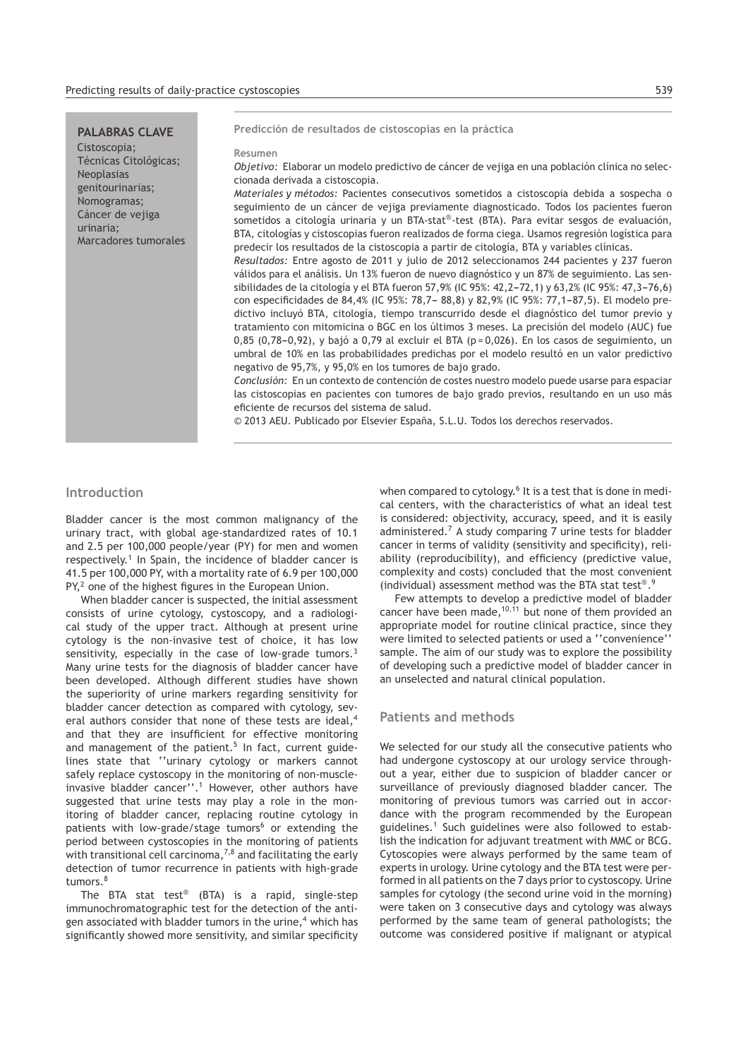**PALABRAS CLAVE**
Cistoscopia;
Técnicas Citológicas;
Neoplasias genitourinarias;
Nomogramas;
Cáncer de vejiga urinaria;
Marcadores tumorales

**Predicción de resultados de cistoscopias en la práctica**

**Resumen**

*Objetivo:* Elaborar un modelo predictivo de cáncer de vejiga en una población clínica no seleccionada derivada a cistoscopia.

*Materiales y métodos:* Pacientes consecutivos sometidos a cistoscopia debida a sospecha o seguimiento de un cáncer de vejiga previamente diagnosticado. Todos los pacientes fueron sometidos a citología urinaria y un BTA-stat®-test (BTA). Para evitar sesgos de evaluación, BTA, citologías y cistoscopias fueron realizados de forma ciega. Usamos regresión logística para predecir los resultados de la cistoscopia a partir de citología, BTA y variables clínicas.

*Resultados:* Entre agosto de 2011 y julio de 2012 seleccionamos 244 pacientes y 237 fueron válidos para el análisis. Un 13% fueron de nuevo diagnóstico y un 87% de seguimiento. Las sensibilidades de la citología y el BTA fueron 57,9% (IC 95%: 42,2−72,1) y 63,2% (IC 95%: 47,3−76,6) con especificidades de 84,4% (IC 95%: 78,7− 88,8) y 82,9% (IC 95%: 77,1−87,5). El modelo predictivo incluyó BTA, citología, tiempo transcurrido desde el diagnóstico del tumor previo y tratamiento con mitomicina o BGC en los últimos 3 meses. La precisión del modelo (AUC) fue 0,85 (0,78−0,92), y bajó a 0,79 al excluir el BTA (p = 0,026). En los casos de seguimiento, un umbral de 10% en las probabilidades predichas por el modelo resultó en un valor predictivo negativo de 95,7%, y 95,0% en los tumores de bajo grado.

*Conclusión:* En un contexto de contención de costes nuestro modelo puede usarse para espaciar las cistoscopias en pacientes con tumores de bajo grado previos, resultando en un uso más eficiente de recursos del sistema de salud.

© 2013 AEU. Publicado por Elsevier España, S.L.U. Todos los derechos reservados.

## Introduction

Bladder cancer is the most common malignancy of the urinary tract, with global age-standardized rates of 10.1 and 2.5 per 100,000 people/year (PY) for men and women respectively.[1] In Spain, the incidence of bladder cancer is 41.5 per 100,000 PY, with a mortality rate of 6.9 per 100,000 PY,[2] one of the highest figures in the European Union.

When bladder cancer is suspected, the initial assessment consists of urine cytology, cystoscopy, and a radiological study of the upper tract. Although at present urine cytology is the non-invasive test of choice, it has low sensitivity, especially in the case of low-grade tumors.[3] Many urine tests for the diagnosis of bladder cancer have been developed. Although different studies have shown the superiority of urine markers regarding sensitivity for bladder cancer detection as compared with cytology, several authors consider that none of these tests are ideal,[4] and that they are insufficient for effective monitoring and management of the patient.[5] In fact, current guidelines state that ''urinary cytology or markers cannot safely replace cystoscopy in the monitoring of non-muscle-invasive bladder cancer''.[1] However, other authors have suggested that urine tests may play a role in the monitoring of bladder cancer, replacing routine cytology in patients with low-grade/stage tumors[6] or extending the period between cystoscopies in the monitoring of patients with transitional cell carcinoma,[7,8] and facilitating the early detection of tumor recurrence in patients with high-grade tumors.[8]

The BTA stat test® (BTA) is a rapid, single-step immunochromatographic test for the detection of the antigen associated with bladder tumors in the urine,[4] which has significantly showed more sensitivity, and similar specificity when compared to cytology.[6] It is a test that is done in medical centers, with the characteristics of what an ideal test is considered: objectivity, accuracy, speed, and it is easily administered.[7] A study comparing 7 urine tests for bladder cancer in terms of validity (sensitivity and specificity), reliability (reproducibility), and efficiency (predictive value, complexity and costs) concluded that the most convenient (individual) assessment method was the BTA stat test®.[9]

Few attempts to develop a predictive model of bladder cancer have been made,[10,11] but none of them provided an appropriate model for routine clinical practice, since they were limited to selected patients or used a ''convenience'' sample. The aim of our study was to explore the possibility of developing such a predictive model of bladder cancer in an unselected and natural clinical population.

## Patients and methods

We selected for our study all the consecutive patients who had undergone cystoscopy at our urology service throughout a year, either due to suspicion of bladder cancer or surveillance of previously diagnosed bladder cancer. The monitoring of previous tumors was carried out in accordance with the program recommended by the European guidelines.[1] Such guidelines were also followed to establish the indication for adjuvant treatment with MMC or BCG. Cytoscopies were always performed by the same team of experts in urology. Urine cytology and the BTA test were performed in all patients on the 7 days prior to cystoscopy. Urine samples for cytology (the second urine void in the morning) were taken on 3 consecutive days and cytology was always performed by the same team of general pathologists; the outcome was considered positive if malignant or atypical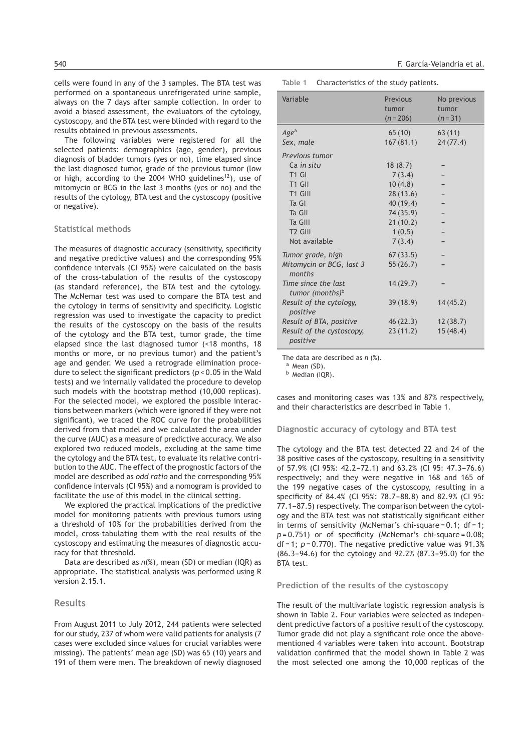cells were found in any of the 3 samples. The BTA test was performed on a spontaneous unrefrigerated urine sample, always on the 7 days after sample collection. In order to avoid a biased assessment, the evaluators of the cytology, cystoscopy, and the BTA test were blinded with regard to the results obtained in previous assessments.

The following variables were registered for all the selected patients: demographics (age, gender), previous diagnosis of bladder tumors (yes or no), time elapsed since the last diagnosed tumor, grade of the previous tumor (low or high, according to the 2004 WHO guidelines[12]), use of mitomycin or BCG in the last 3 months (yes or no) and the results of the cytology, BTA test and the cystoscopy (positive or negative).

### Statistical methods

The measures of diagnostic accuracy (sensitivity, specificity and negative predictive values) and the corresponding 95% confidence intervals (CI 95%) were calculated on the basis of the cross-tabulation of the results of the cystoscopy (as standard reference), the BTA test and the cytology. The McNemar test was used to compare the BTA test and the cytology in terms of sensitivity and specificity. Logistic regression was used to investigate the capacity to predict the results of the cystoscopy on the basis of the results of the cytology and the BTA test, tumor grade, the time elapsed since the last diagnosed tumor (<18 months, 18 months or more, or no previous tumor) and the patient's age and gender. We used a retrograde elimination procedure to select the significant predictors ($p < 0.05$ in the Wald tests) and we internally validated the procedure to develop such models with the bootstrap method (10,000 replicas). For the selected model, we explored the possible interactions between markers (which were ignored if they were not significant), we traced the ROC curve for the probabilities derived from that model and we calculated the area under the curve (AUC) as a measure of predictive accuracy. We also explored two reduced models, excluding at the same time the cytology and the BTA test, to evaluate its relative contribution to the AUC. The effect of the prognostic factors of the model are described as *odd ratio* and the corresponding 95% confidence intervals (CI 95%) and a nomogram is provided to facilitate the use of this model in the clinical setting.

We explored the practical implications of the predictive model for monitoring patients with previous tumors using a threshold of 10% for the probabilities derived from the model, cross-tabulating them with the real results of the cystoscopy and estimating the measures of diagnostic accuracy for that threshold.

Data are described as $n$(%), mean (SD) or median (IQR) as appropriate. The statistical analysis was performed using R version 2.15.1.

## Results

From August 2011 to July 2012, 244 patients were selected for our study, 237 of whom were valid patients for analysis (7 cases were excluded since values for crucial variables were missing). The patients' mean age (SD) was 65 (10) years and 191 of them were men. The breakdown of newly diagnosed cases and monitoring cases was 13% and 87% respectively, and their characteristics are described in Table 1.

**Table 1** Characteristics of the study patients.

| Variable | Previous tumor (n = 206) | No previous tumor (n = 31) |
|---|---|---|
| *Age*[a] | 65 (10) | 63 (11) |
| *Sex, male* | 167 (81.1) | 24 (77.4) |
| *Previous tumor* | | |
| Ca *in situ* | 18 (8.7) | – |
| T1 GI | 7 (3.4) | – |
| T1 GII | 10 (4.8) | – |
| T1 GIII | 28 (13.6) | – |
| Ta GI | 40 (19.4) | – |
| Ta GII | 74 (35.9) | – |
| Ta GIII | 21 (10.2) | – |
| T2 GIII | 1 (0.5) | – |
| Not available | 7 (3.4) | – |
| *Tumor grade, high* | 67 (33.5) | – |
| *Mitomycin or BCG, last 3 months* | 55 (26.7) | – |
| *Time since the last tumor (months)*[b] | 14 (29.7) | – |
| *Result of the cytology, positive* | 39 (18.9) | 14 (45.2) |
| *Result of BTA, positive* | 46 (22.3) | 12 (38.7) |
| *Result of the cystoscopy, positive* | 23 (11.2) | 15 (48.4) |

The data are described as $n$ (%).
[a] Mean (SD).
[b] Median (IQR).

### Diagnostic accuracy of cytology and BTA test

The cytology and the BTA test detected 22 and 24 of the 38 positive cases of the cystoscopy, resulting in a sensitivity of 57.9% (CI 95%: 42.2–72.1) and 63.2% (CI 95: 47.3–76.6) respectively; and they were negative in 168 and 165 of the 199 negative cases of the cystoscopy, resulting in a specificity of 84.4% (CI 95%: 78.7–88.8) and 82.9% (CI 95: 77.1–87.5) respectively. The comparison between the cytology and the BTA test was not statistically significant either in terms of sensitivity (McNemar's chi-square = 0.1; df = 1; $p = 0.751$) or of specificity (McNemar's chi-square = 0.08; df = 1; $p = 0.770$). The negative predictive value was 91.3% (86.3–94.6) for the cytology and 92.2% (87.3–95.0) for the BTA test.

### Prediction of the results of the cystoscopy

The result of the multivariate logistic regression analysis is shown in Table 2. Four variables were selected as independent predictive factors of a positive result of the cystoscopy. Tumor grade did not play a significant role once the abovementioned 4 variables were taken into account. Bootstrap validation confirmed that the model shown in Table 2 was the most selected one among the 10,000 replicas of the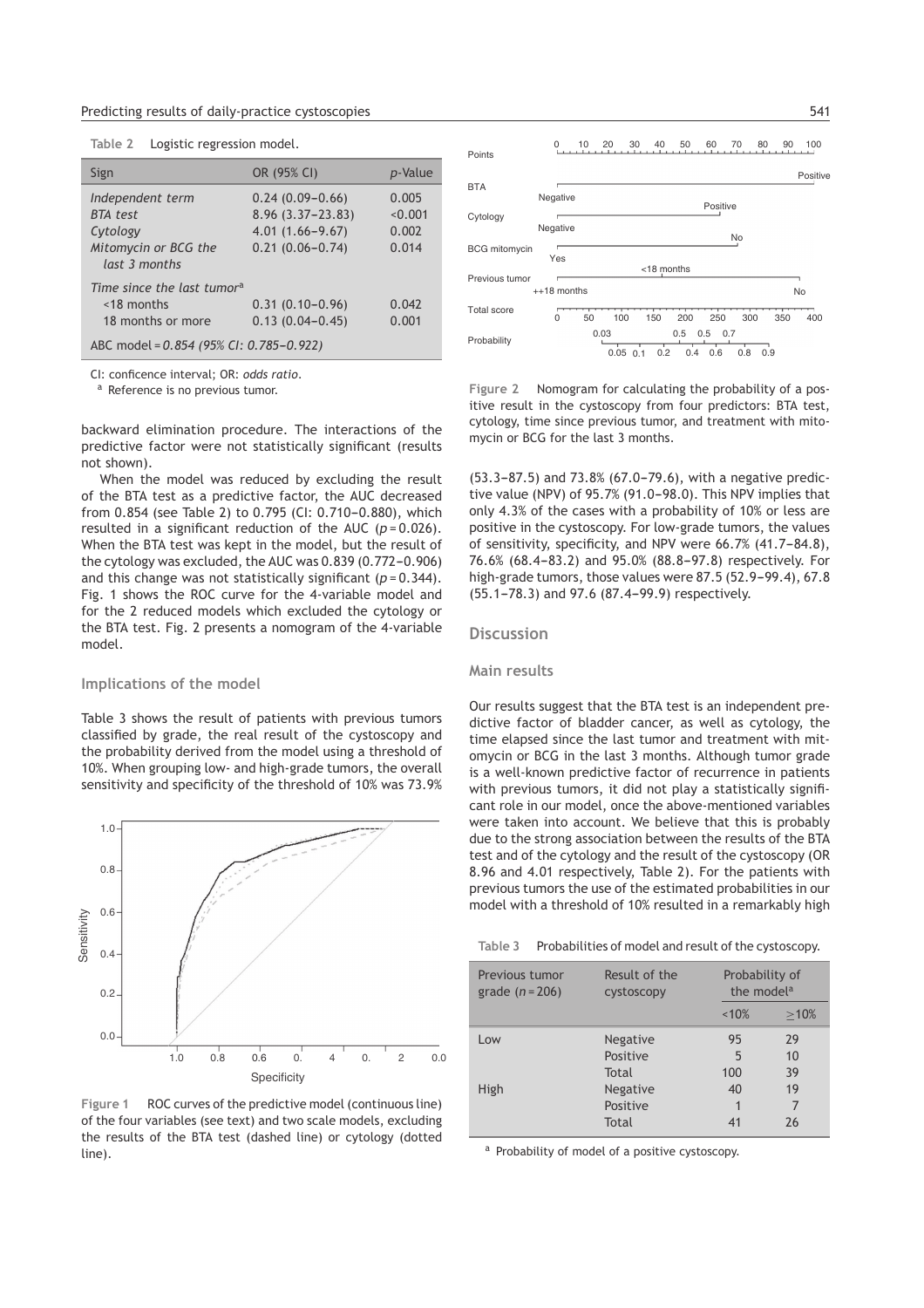**Table 2** Logistic regression model.

| Sign | OR (95% CI) | p-Value |
|---|---|---|
| *Independent term* | 0.24 (0.09–0.66) | 0.005 |
| *BTA test* | 8.96 (3.37–23.83) | <0.001 |
| *Cytology* | 4.01 (1.66–9.67) | 0.002 |
| *Mitomycin or BCG the last 3 months* | 0.21 (0.06–0.74) | 0.014 |
| *Time since the last tumor*[a] | | |
| <18 months | 0.31 (0.10–0.96) | 0.042 |
| 18 months or more | 0.13 (0.04–0.45) | 0.001 |
| ABC model = *0.854 (95% CI: 0.785–0.922)* | | |

CI: conficence interval; OR: *odds ratio*.
[a] Reference is no previous tumor.

backward elimination procedure. The interactions of the predictive factor were not statistically significant (results not shown).

When the model was reduced by excluding the result of the BTA test as a predictive factor, the AUC decreased from 0.854 (see Table 2) to 0.795 (CI: 0.710–0.880), which resulted in a significant reduction of the AUC ($p = 0.026$). When the BTA test was kept in the model, but the result of the cytology was excluded, the AUC was 0.839 (0.772–0.906) and this change was not statistically significant ($p = 0.344$). Fig. 1 shows the ROC curve for the 4-variable model and for the 2 reduced models which excluded the cytology or the BTA test. Fig. 2 presents a nomogram of the 4-variable model.

## Implications of the model

Table 3 shows the result of patients with previous tumors classified by grade, the real result of the cystoscopy and the probability derived from the model using a threshold of 10%. When grouping low- and high-grade tumors, the overall sensitivity and specificity of the threshold of 10% was 73.9% (53.3–87.5) and 73.8% (67.0–79.6), with a negative predictive value (NPV) of 95.7% (91.0–98.0). This NPV implies that only 4.3% of the cases with a probability of 10% or less are positive in the cystoscopy. For low-grade tumors, the values of sensitivity, specificity, and NPV were 66.7% (41.7–84.8), 76.6% (68.4–83.2) and 95.0% (88.8–97.8) respectively. For high-grade tumors, those values were 87.5 (52.9–99.4), 67.8 (55.1–78.3) and 97.6 (87.4–99.9) respectively.

**Figure 1** ROC curves of the predictive model (continuous line) of the four variables (see text) and two scale models, excluding the results of the BTA test (dashed line) or cytology (dotted line).

**Figure 2** Nomogram for calculating the probability of a positive result in the cystoscopy from four predictors: BTA test, cytology, time since previous tumor, and treatment with mitomycin or BCG for the last 3 months.

# Discussion

## Main results

Our results suggest that the BTA test is an independent predictive factor of bladder cancer, as well as cytology, the time elapsed since the last tumor and treatment with mitomycin or BCG in the last 3 months. Although tumor grade is a well-known predictive factor of recurrence in patients with previous tumors, it did not play a statistically significant role in our model, once the above-mentioned variables were taken into account. We believe that this is probably due to the strong association between the results of the BTA test and of the cytology and the result of the cystoscopy (OR 8.96 and 4.01 respectively, Table 2). For the patients with previous tumors the use of the estimated probabilities in our model with a threshold of 10% resulted in a remarkably high

**Table 3** Probabilities of model and result of the cystoscopy.

| Previous tumor grade ($n = 206$) | Result of the cystoscopy | Probability of the model[a] | |
|---|---|---|---|
| | | <10% | ≥10% |
| Low | Negative | 95 | 29 |
| | Positive | 5 | 10 |
| | Total | 100 | 39 |
| High | Negative | 40 | 19 |
| | Positive | 1 | 7 |
| | Total | 41 | 26 |

[a] Probability of model of a positive cystoscopy.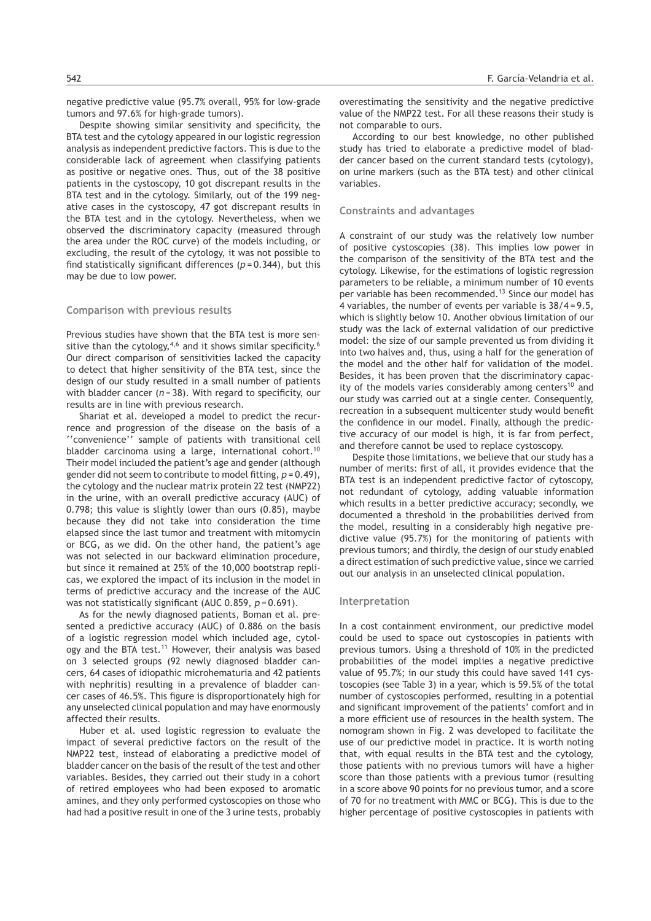negative predictive value (95.7% overall, 95% for low-grade tumors and 97.6% for high-grade tumors).

Despite showing similar sensitivity and specificity, the BTA test and the cytology appeared in our logistic regression analysis as independent predictive factors. This is due to the considerable lack of agreement when classifying patients as positive or negative ones. Thus, out of the 38 positive patients in the cystoscopy, 10 got discrepant results in the BTA test and in the cytology. Similarly, out of the 199 negative cases in the cystoscopy, 47 got discrepant results in the BTA test and in the cytology. Nevertheless, when we observed the discriminatory capacity (measured through the area under the ROC curve) of the models including, or excluding, the result of the cytology, it was not possible to find statistically significant differences ($p = 0.344$), but this may be due to low power.

### Comparison with previous results

Previous studies have shown that the BTA test is more sensitive than the cytology,[4,6] and it shows similar specificity.[6] Our direct comparison of sensitivities lacked the capacity to detect that higher sensitivity of the BTA test, since the design of our study resulted in a small number of patients with bladder cancer ($n = 38$). With regard to specificity, our results are in line with previous research.

Shariat et al. developed a model to predict the recurrence and progression of the disease on the basis of a ''convenience'' sample of patients with transitional cell bladder carcinoma using a large, international cohort.[10] Their model included the patient's age and gender (although gender did not seem to contribute to model fitting, $p = 0.49$), the cytology and the nuclear matrix protein 22 test (NMP22) in the urine, with an overall predictive accuracy (AUC) of 0.798; this value is slightly lower than ours (0.85), maybe because they did not take into consideration the time elapsed since the last tumor and treatment with mitomycin or BCG, as we did. On the other hand, the patient's age was not selected in our backward elimination procedure, but since it remained at 25% of the 10,000 bootstrap replicas, we explored the impact of its inclusion in the model in terms of predictive accuracy and the increase of the AUC was not statistically significant (AUC 0.859, $p = 0.691$).

As for the newly diagnosed patients, Boman et al. presented a predictive accuracy (AUC) of 0.886 on the basis of a logistic regression model which included age, cytology and the BTA test.[11] However, their analysis was based on 3 selected groups (92 newly diagnosed bladder cancers, 64 cases of idiopathic microhematuria and 42 patients with nephritis) resulting in a prevalence of bladder cancer cases of 46.5%. This figure is disproportionately high for any unselected clinical population and may have enormously affected their results.

Huber et al. used logistic regression to evaluate the impact of several predictive factors on the result of the NMP22 test, instead of elaborating a predictive model of bladder cancer on the basis of the result of the test and other variables. Besides, they carried out their study in a cohort of retired employees who had been exposed to aromatic amines, and they only performed cystoscopies on those who had had a positive result in one of the 3 urine tests, probably overestimating the sensitivity and the negative predictive value of the NMP22 test. For all these reasons their study is not comparable to ours.

According to our best knowledge, no other published study has tried to elaborate a predictive model of bladder cancer based on the current standard tests (cytology), on urine markers (such as the BTA test) and other clinical variables.

### Constraints and advantages

A constraint of our study was the relatively low number of positive cystoscopies (38). This implies low power in the comparison of the sensitivity of the BTA test and the cytology. Likewise, for the estimations of logistic regression parameters to be reliable, a minimum number of 10 events per variable has been recommended.[13] Since our model has 4 variables, the number of events per variable is $38/4 = 9.5$, which is slightly below 10. Another obvious limitation of our study was the lack of external validation of our predictive model: the size of our sample prevented us from dividing it into two halves and, thus, using a half for the generation of the model and the other half for validation of the model. Besides, it has been proven that the discriminatory capacity of the models varies considerably among centers[10] and our study was carried out at a single center. Consequently, recreation in a subsequent multicenter study would benefit the confidence in our model. Finally, although the predictive accuracy of our model is high, it is far from perfect, and therefore cannot be used to replace cystoscopy.

Despite those limitations, we believe that our study has a number of merits: first of all, it provides evidence that the BTA test is an independent predictive factor of cystoscopy, not redundant of cytology, adding valuable information which results in a better predictive accuracy; secondly, we documented a threshold in the probabilities derived from the model, resulting in a considerably high negative predictive value (95.7%) for the monitoring of patients with previous tumors; and thirdly, the design of our study enabled a direct estimation of such predictive value, since we carried out our analysis in an unselected clinical population.

### Interpretation

In a cost containment environment, our predictive model could be used to space out cystoscopies in patients with previous tumors. Using a threshold of 10% in the predicted probabilities of the model implies a negative predictive value of 95.7%; in our study this could have saved 141 cystoscopies (see Table 3) in a year, which is 59.5% of the total number of cystoscopies performed, resulting in a potential and significant improvement of the patients' comfort and in a more efficient use of resources in the health system. The nomogram shown in Fig. 2 was developed to facilitate the use of our predictive model in practice. It is worth noting that, with equal results in the BTA test and the cytology, those patients with no previous tumors will have a higher score than those patients with a previous tumor (resulting in a score above 90 points for no previous tumor, and a score of 70 for no treatment with MMC or BCG). This is due to the higher percentage of positive cystoscopies in patients with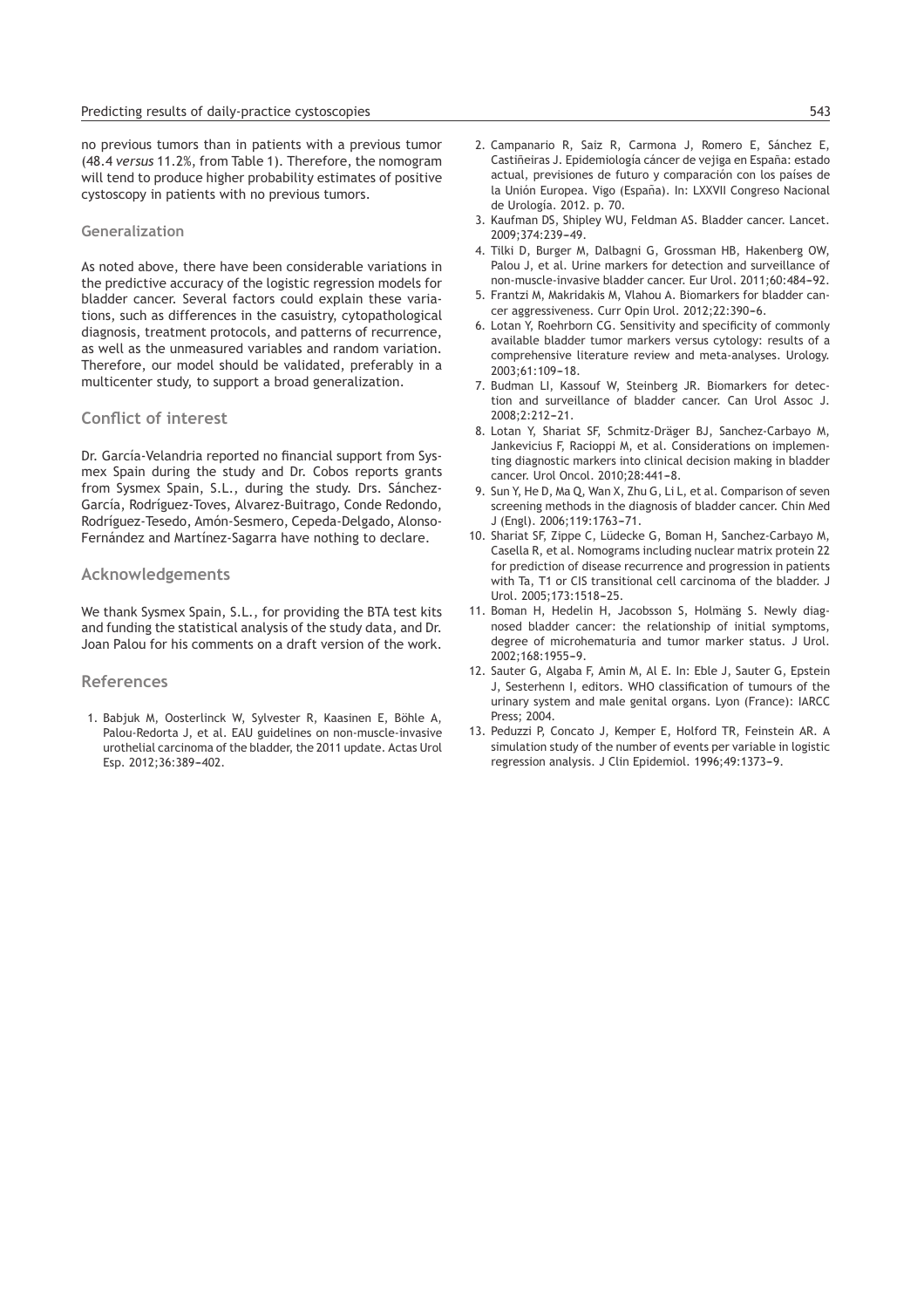no previous tumors than in patients with a previous tumor (48.4 *versus* 11.2%, from Table 1). Therefore, the nomogram will tend to produce higher probability estimates of positive cystoscopy in patients with no previous tumors.

### Generalization

As noted above, there have been considerable variations in the predictive accuracy of the logistic regression models for bladder cancer. Several factors could explain these variations, such as differences in the casuistry, cytopathological diagnosis, treatment protocols, and patterns of recurrence, as well as the unmeasured variables and random variation. Therefore, our model should be validated, preferably in a multicenter study, to support a broad generalization.

## Conflict of interest

Dr. García-Velandria reported no financial support from Sysmex Spain during the study and Dr. Cobos reports grants from Sysmex Spain, S.L., during the study. Drs. Sánchez-García, Rodríguez-Toves, Alvarez-Buitrago, Conde Redondo, Rodríguez-Tesedo, Amón-Sesmero, Cepeda-Delgado, Alonso-Fernández and Martínez-Sagarra have nothing to declare.

## Acknowledgements

We thank Sysmex Spain, S.L., for providing the BTA test kits and funding the statistical analysis of the study data, and Dr. Joan Palou for his comments on a draft version of the work.

## References

1. Babjuk M, Oosterlinck W, Sylvester R, Kaasinen E, Böhle A, Palou-Redorta J, et al. EAU guidelines on non-muscle-invasive urothelial carcinoma of the bladder, the 2011 update. Actas Urol Esp. 2012;36:389–402.
2. Campanario R, Saiz R, Carmona J, Romero E, Sánchez E, Castiñeiras J. Epidemiología cáncer de vejiga en España: estado actual, previsiones de futuro y comparación con los países de la Unión Europea. Vigo (España). In: LXXVII Congreso Nacional de Urología. 2012. p. 70.
3. Kaufman DS, Shipley WU, Feldman AS. Bladder cancer. Lancet. 2009;374:239–49.
4. Tilki D, Burger M, Dalbagni G, Grossman HB, Hakenberg OW, Palou J, et al. Urine markers for detection and surveillance of non-muscle-invasive bladder cancer. Eur Urol. 2011;60:484–92.
5. Frantzi M, Makridakis M, Vlahou A. Biomarkers for bladder cancer aggressiveness. Curr Opin Urol. 2012;22:390–6.
6. Lotan Y, Roehrborn CG. Sensitivity and specificity of commonly available bladder tumor markers versus cytology: results of a comprehensive literature review and meta-analyses. Urology. 2003;61:109–18.
7. Budman LI, Kassouf W, Steinberg JR. Biomarkers for detection and surveillance of bladder cancer. Can Urol Assoc J. 2008;2:212–21.
8. Lotan Y, Shariat SF, Schmitz-Dräger BJ, Sanchez-Carbayo M, Jankevicius F, Racioppi M, et al. Considerations on implementing diagnostic markers into clinical decision making in bladder cancer. Urol Oncol. 2010;28:441–8.
9. Sun Y, He D, Ma Q, Wan X, Zhu G, Li L, et al. Comparison of seven screening methods in the diagnosis of bladder cancer. Chin Med J (Engl). 2006;119:1763–71.
10. Shariat SF, Zippe C, Lüdecke G, Boman H, Sanchez-Carbayo M, Casella R, et al. Nomograms including nuclear matrix protein 22 for prediction of disease recurrence and progression in patients with Ta, T1 or CIS transitional cell carcinoma of the bladder. J Urol. 2005;173:1518–25.
11. Boman H, Hedelin H, Jacobsson S, Holmäng S. Newly diagnosed bladder cancer: the relationship of initial symptoms, degree of microhematuria and tumor marker status. J Urol. 2002;168:1955–9.
12. Sauter G, Algaba F, Amin M, Al E. In: Eble J, Sauter G, Epstein J, Sesterhenn I, editors. WHO classification of tumours of the urinary system and male genital organs. Lyon (France): IARCC Press; 2004.
13. Peduzzi P, Concato J, Kemper E, Holford TR, Feinstein AR. A simulation study of the number of events per variable in logistic regression analysis. J Clin Epidemiol. 1996;49:1373–9.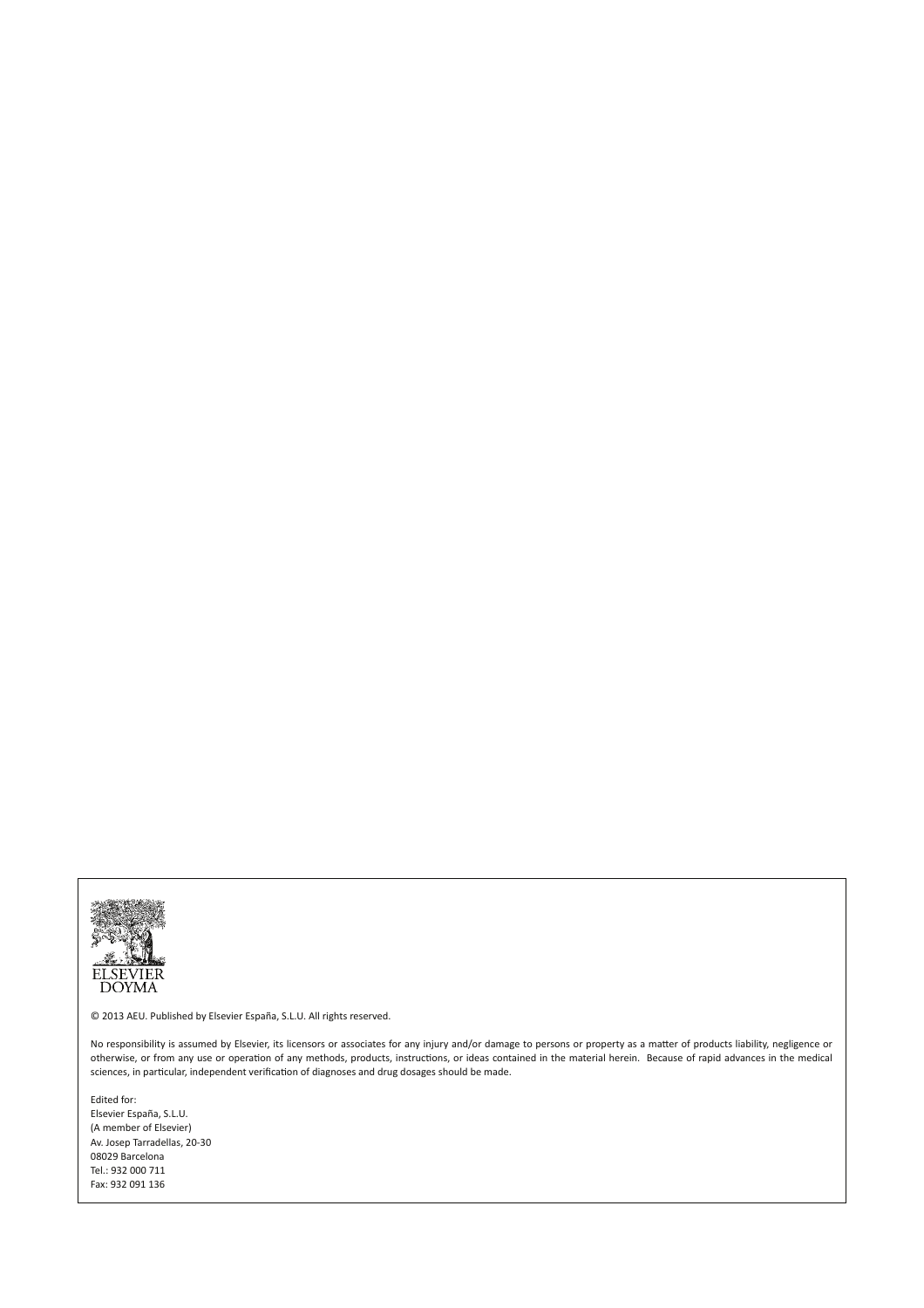ELSEVIER
DOYMA

© 2013 AEU. Published by Elsevier España, S.L.U. All rights reserved.

No responsibility is assumed by Elsevier, its licensors or associates for any injury and/or damage to persons or property as a matter of products liability, negligence or otherwise, or from any use or operation of any methods, products, instructions, or ideas contained in the material herein. Because of rapid advances in the medical sciences, in particular, independent verification of diagnoses and drug dosages should be made.

Edited for:
Elsevier España, S.L.U.
(A member of Elsevier)
Av. Josep Tarradellas, 20-30
08029 Barcelona
Tel.: 932 000 711
Fax: 932 091 136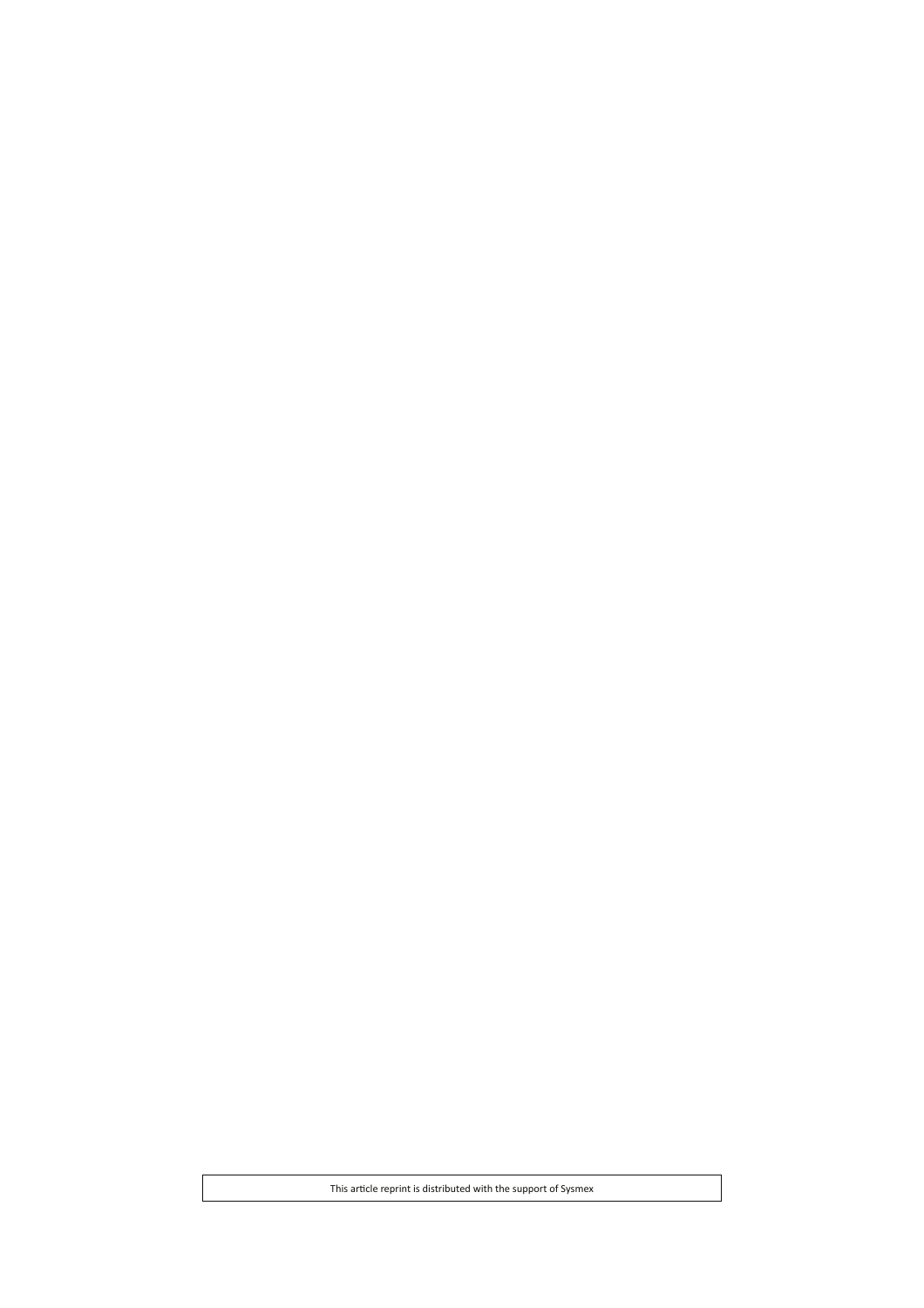This article reprint is distributed with the support of Sysmex